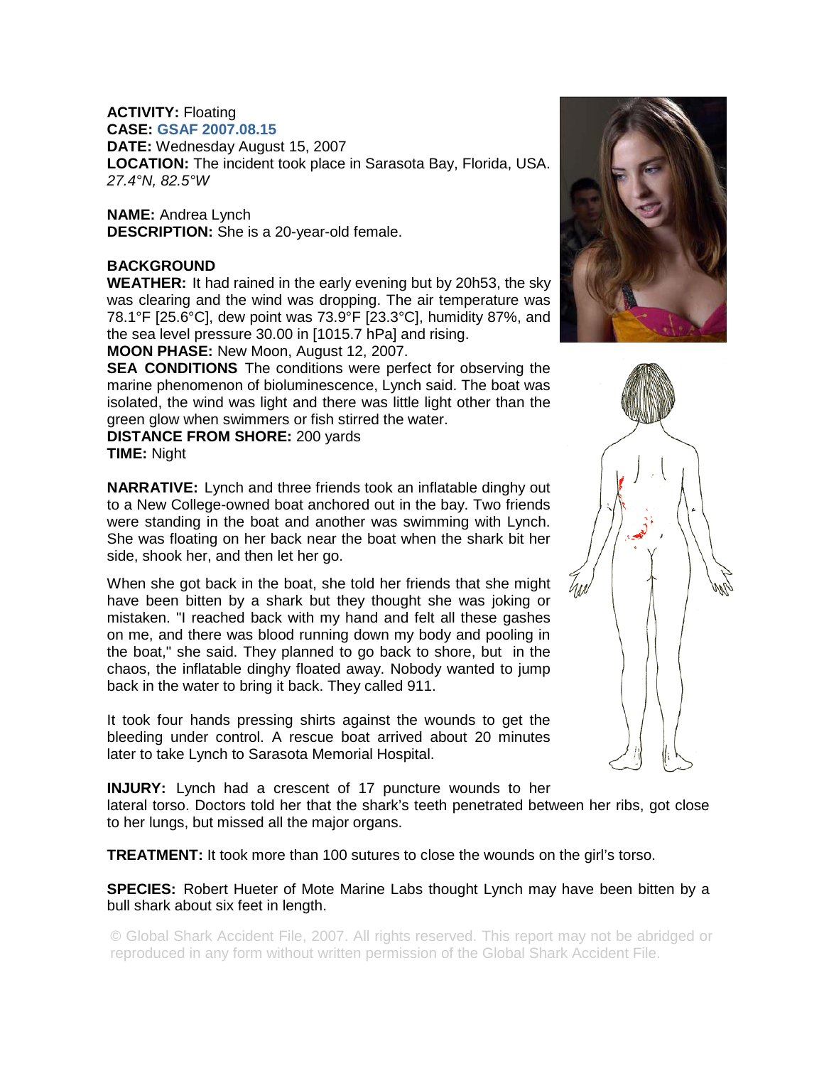**ACTIVITY:** Floating
**CASE:** GSAF 2007.08.15
**DATE:** Wednesday August 15, 2007
**LOCATION:** The incident took place in Sarasota Bay, Florida, USA.
*27.4°N, 82.5°W*

**NAME:** Andrea Lynch
**DESCRIPTION:** She is a 20-year-old female.

**BACKGROUND**
**WEATHER:** It had rained in the early evening but by 20h53, the sky was clearing and the wind was dropping. The air temperature was 78.1°F [25.6°C], dew point was 73.9°F [23.3°C], humidity 87%, and the sea level pressure 30.00 in [1015.7 hPa] and rising.
**MOON PHASE:** New Moon, August 12, 2007.
**SEA CONDITIONS** The conditions were perfect for observing the marine phenomenon of bioluminescence, Lynch said. The boat was isolated, the wind was light and there was little light other than the green glow when swimmers or fish stirred the water.
**DISTANCE FROM SHORE:** 200 yards
**TIME:** Night

**NARRATIVE:** Lynch and three friends took an inflatable dinghy out to a New College-owned boat anchored out in the bay. Two friends were standing in the boat and another was swimming with Lynch. She was floating on her back near the boat when the shark bit her side, shook her, and then let her go.

When she got back in the boat, she told her friends that she might have been bitten by a shark but they thought she was joking or mistaken. "I reached back with my hand and felt all these gashes on me, and there was blood running down my body and pooling in the boat," she said. They planned to go back to shore, but in the chaos, the inflatable dinghy floated away. Nobody wanted to jump back in the water to bring it back. They called 911.

It took four hands pressing shirts against the wounds to get the bleeding under control. A rescue boat arrived about 20 minutes later to take Lynch to Sarasota Memorial Hospital.

**INJURY:** Lynch had a crescent of 17 puncture wounds to her lateral torso. Doctors told her that the shark's teeth penetrated between her ribs, got close to her lungs, but missed all the major organs.

**TREATMENT:** It took more than 100 sutures to close the wounds on the girl's torso.

**SPECIES:** Robert Hueter of Mote Marine Labs thought Lynch may have been bitten by a bull shark about six feet in length.

© Global Shark Accident File, 2007. All rights reserved. This report may not be abridged or reproduced in any form without written permission of the Global Shark Accident File.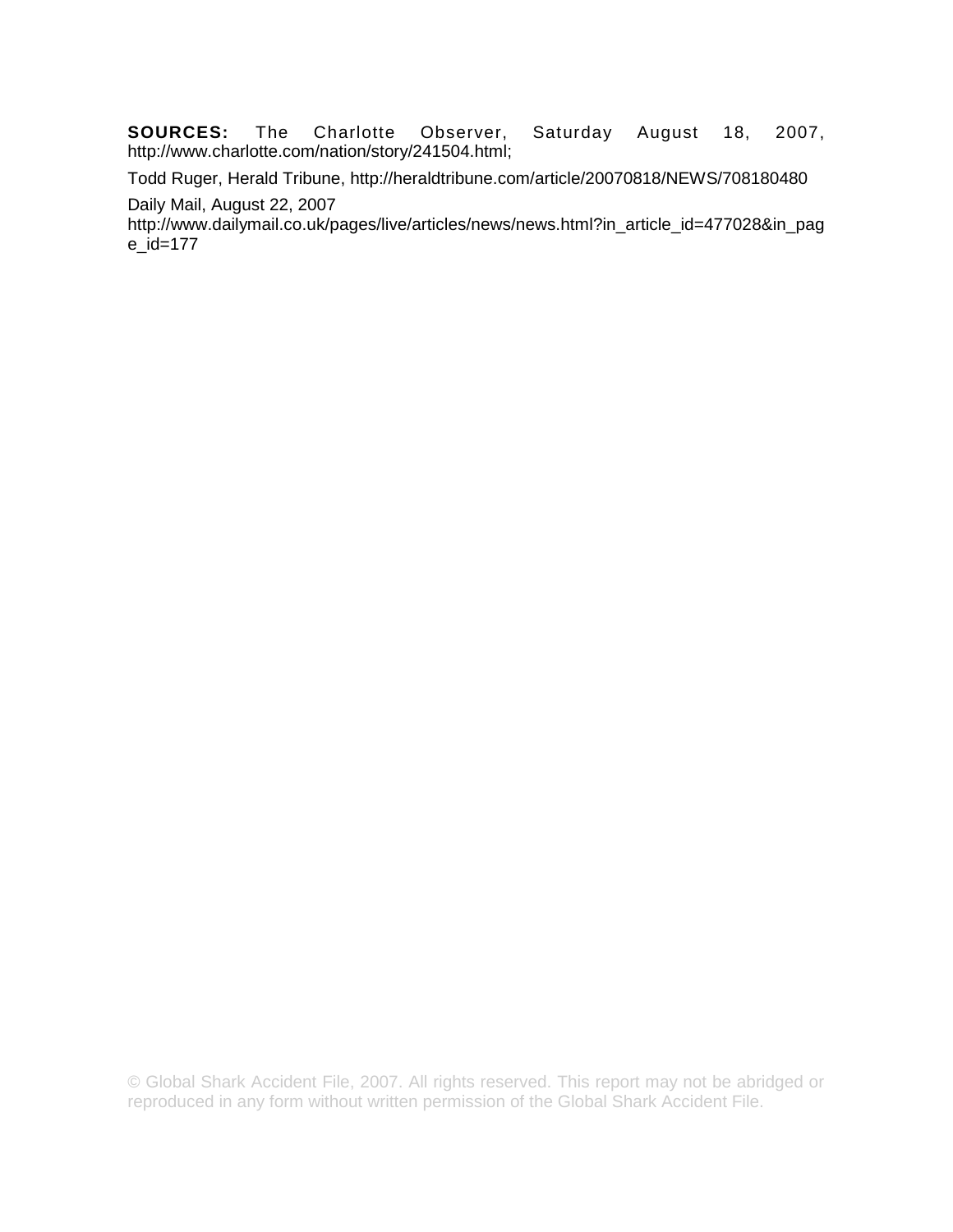**SOURCES:** The Charlotte Observer, Saturday August 18, 2007, http://www.charlotte.com/nation/story/241504.html;

Todd Ruger, Herald Tribune, http://heraldtribune.com/article/20070818/NEWS/708180480

Daily Mail, August 22, 2007
http://www.dailymail.co.uk/pages/live/articles/news/news.html?in_article_id=477028&in_page_id=177

© Global Shark Accident File, 2007. All rights reserved. This report may not be abridged or reproduced in any form without written permission of the Global Shark Accident File.